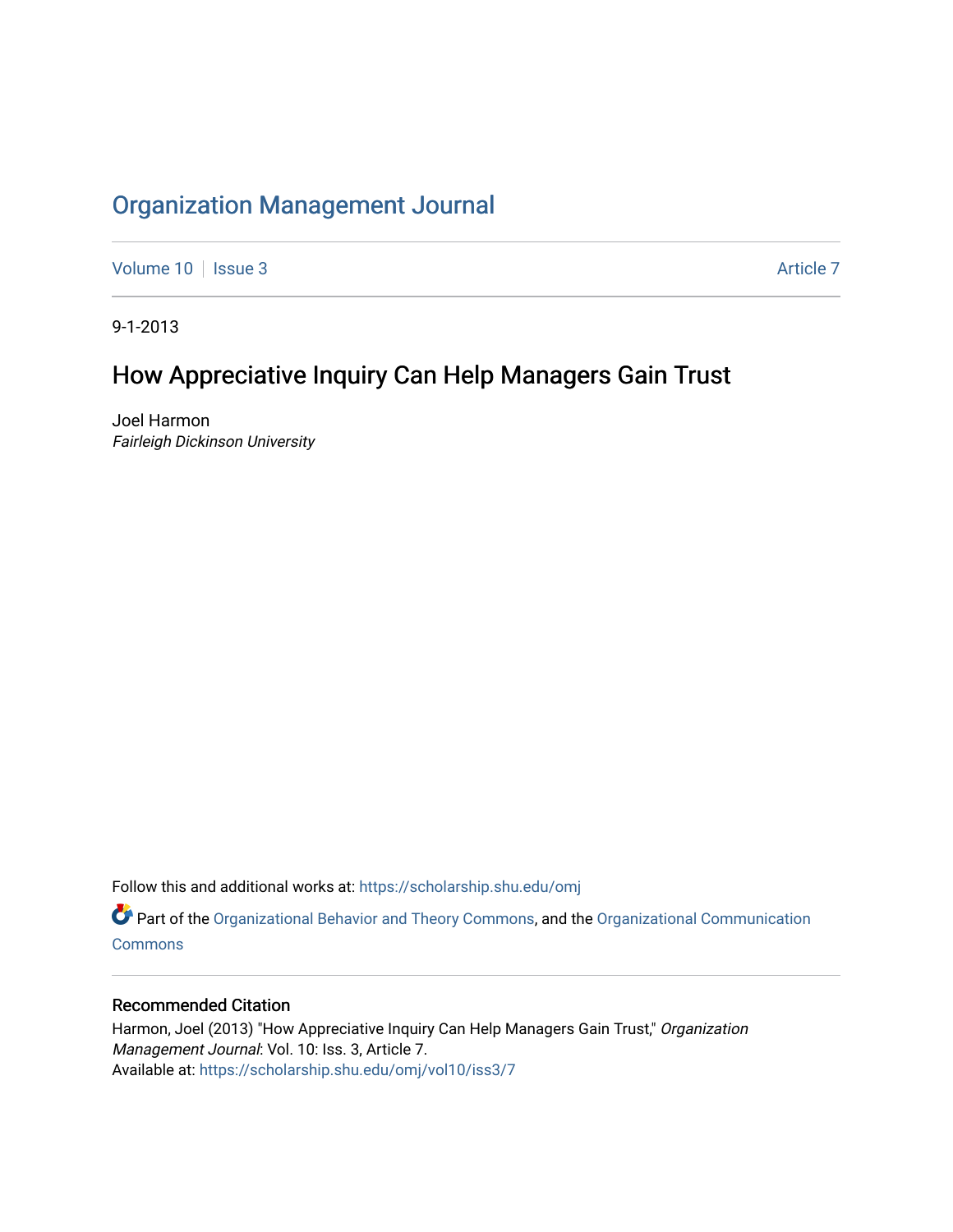# Organization Management Journal

Volume 10 | Issue 3 Article 7

9-1-2013

## How Appreciative Inquiry Can Help Managers Gain Trust

Joel Harmon
*Fairleigh Dickinson University*

Follow this and additional works at: https://scholarship.shu.edu/omj

Part of the Organizational Behavior and Theory Commons, and the Organizational Communication Commons

### Recommended Citation

Harmon, Joel (2013) "How Appreciative Inquiry Can Help Managers Gain Trust," *Organization Management Journal*: Vol. 10: Iss. 3, Article 7.
Available at: https://scholarship.shu.edu/omj/vol10/iss3/7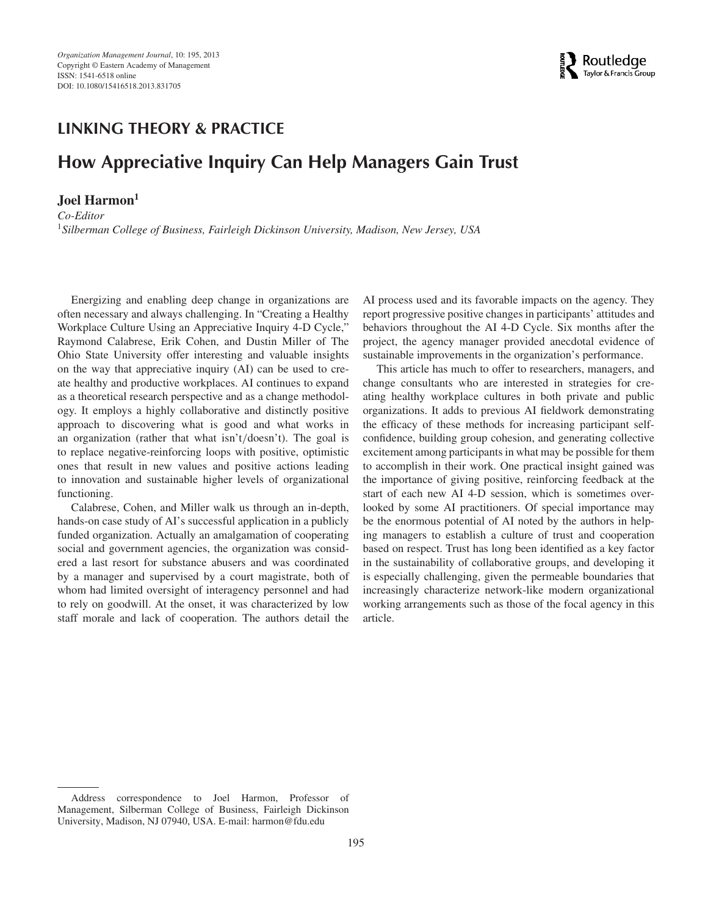## LINKING THEORY & PRACTICE

# How Appreciative Inquiry Can Help Managers Gain Trust

**Joel Harmon**[1]

*Co-Editor*

[1]*Silberman College of Business, Fairleigh Dickinson University, Madison, New Jersey, USA*

Energizing and enabling deep change in organizations are often necessary and always challenging. In "Creating a Healthy Workplace Culture Using an Appreciative Inquiry 4-D Cycle," Raymond Calabrese, Erik Cohen, and Dustin Miller of The Ohio State University offer interesting and valuable insights on the way that appreciative inquiry (AI) can be used to create healthy and productive workplaces. AI continues to expand as a theoretical research perspective and as a change methodology. It employs a highly collaborative and distinctly positive approach to discovering what is good and what works in an organization (rather that what isn't/doesn't). The goal is to replace negative-reinforcing loops with positive, optimistic ones that result in new values and positive actions leading to innovation and sustainable higher levels of organizational functioning.

Calabrese, Cohen, and Miller walk us through an in-depth, hands-on case study of AI's successful application in a publicly funded organization. Actually an amalgamation of cooperating social and government agencies, the organization was considered a last resort for substance abusers and was coordinated by a manager and supervised by a court magistrate, both of whom had limited oversight of interagency personnel and had to rely on goodwill. At the onset, it was characterized by low staff morale and lack of cooperation. The authors detail the AI process used and its favorable impacts on the agency. They report progressive positive changes in participants' attitudes and behaviors throughout the AI 4-D Cycle. Six months after the project, the agency manager provided anecdotal evidence of sustainable improvements in the organization's performance.

This article has much to offer to researchers, managers, and change consultants who are interested in strategies for creating healthy workplace cultures in both private and public organizations. It adds to previous AI fieldwork demonstrating the efficacy of these methods for increasing participant self-confidence, building group cohesion, and generating collective excitement among participants in what may be possible for them to accomplish in their work. One practical insight gained was the importance of giving positive, reinforcing feedback at the start of each new AI 4-D session, which is sometimes overlooked by some AI practitioners. Of special importance may be the enormous potential of AI noted by the authors in helping managers to establish a culture of trust and cooperation based on respect. Trust has long been identified as a key factor in the sustainability of collaborative groups, and developing it is especially challenging, given the permeable boundaries that increasingly characterize network-like modern organizational working arrangements such as those of the focal agency in this article.

---

Address correspondence to Joel Harmon, Professor of Management, Silberman College of Business, Fairleigh Dickinson University, Madison, NJ 07940, USA. E-mail: harmon@fdu.edu